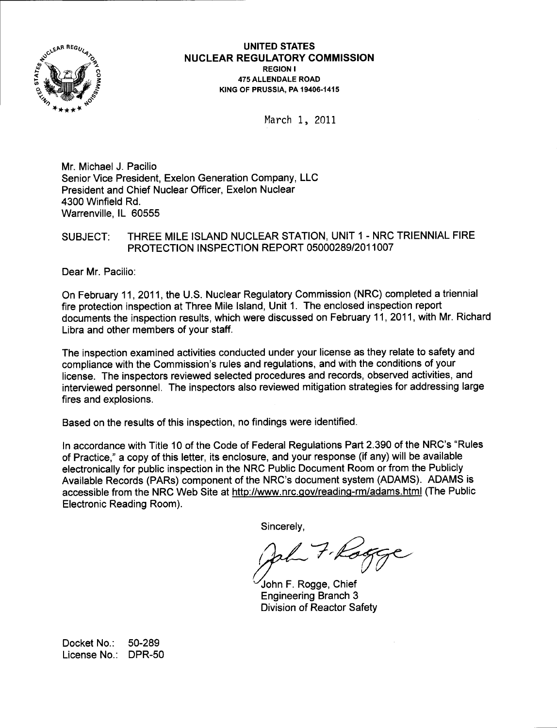**UNITED STATES**
**NUCLEAR REGULATORY COMMISSION**
**REGION I**
**475 ALLENDALE ROAD**
**KING OF PRUSSIA, PA 19406-1415**

March 1, 2011

Mr. Michael J. Pacilio
Senior Vice President, Exelon Generation Company, LLC
President and Chief Nuclear Officer, Exelon Nuclear
4300 Winfield Rd.
Warrenville, IL 60555

SUBJECT: THREE MILE ISLAND NUCLEAR STATION, UNIT 1 - NRC TRIENNIAL FIRE PROTECTION INSPECTION REPORT 05000289/2011007

Dear Mr. Pacilio:

On February 11, 2011, the U.S. Nuclear Regulatory Commission (NRC) completed a triennial fire protection inspection at Three Mile Island, Unit 1. The enclosed inspection report documents the inspection results, which were discussed on February 11, 2011, with Mr. Richard Libra and other members of your staff.

The inspection examined activities conducted under your license as they relate to safety and compliance with the Commission's rules and regulations, and with the conditions of your license. The inspectors reviewed selected procedures and records, observed activities, and interviewed personnel. The inspectors also reviewed mitigation strategies for addressing large fires and explosions.

Based on the results of this inspection, no findings were identified.

In accordance with Title 10 of the Code of Federal Regulations Part 2.390 of the NRC's "Rules of Practice," a copy of this letter, its enclosure, and your response (if any) will be available electronically for public inspection in the NRC Public Document Room or from the Publicly Available Records (PARs) component of the NRC's document system (ADAMS). ADAMS is accessible from the NRC Web Site at http://www.nrc.gov/reading-rm/adams.html (The Public Electronic Reading Room).

Sincerely,

John F. Rogge, Chief
Engineering Branch 3
Division of Reactor Safety

Docket No.: 50-289
License No.: DPR-50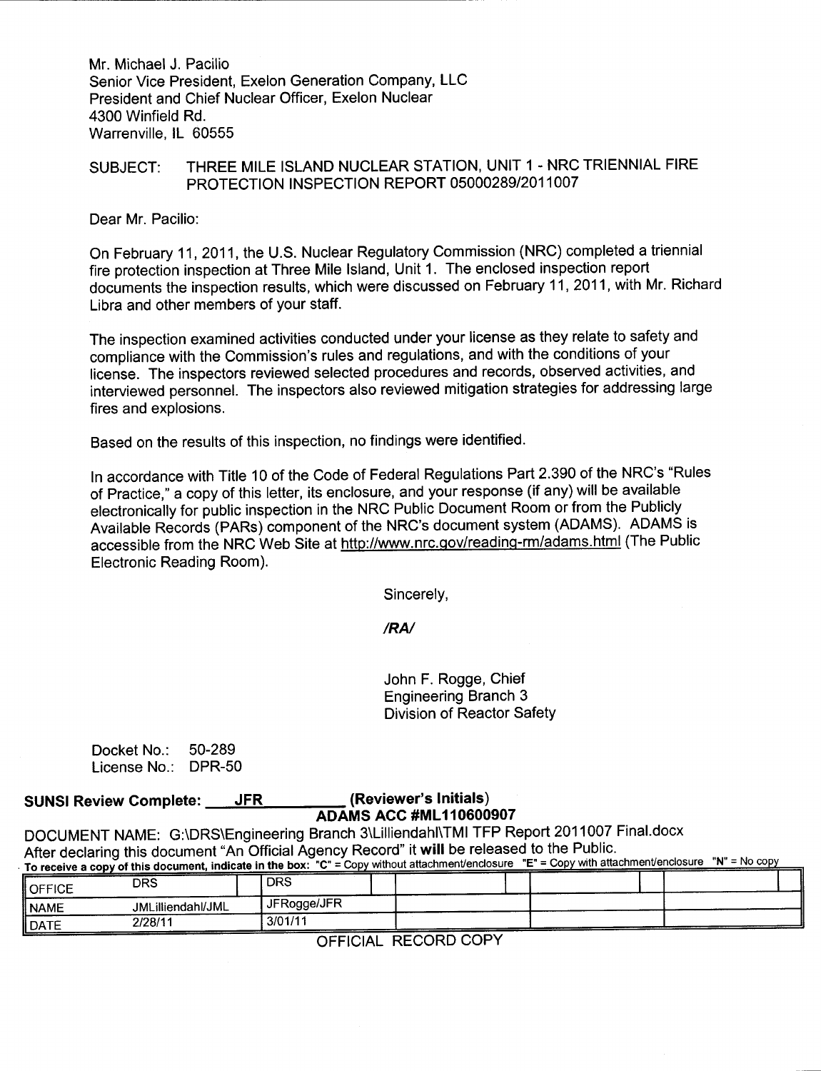Mr. Michael J. Pacilio
Senior Vice President, Exelon Generation Company, LLC
President and Chief Nuclear Officer, Exelon Nuclear
4300 Winfield Rd.
Warrenville, IL 60555

SUBJECT: THREE MILE ISLAND NUCLEAR STATION, UNIT 1 - NRC TRIENNIAL FIRE PROTECTION INSPECTION REPORT 05000289/2011007

Dear Mr. Pacilio:

On February 11, 2011, the U.S. Nuclear Regulatory Commission (NRC) completed a triennial fire protection inspection at Three Mile Island, Unit 1. The enclosed inspection report documents the inspection results, which were discussed on February 11, 2011, with Mr. Richard Libra and other members of your staff.

The inspection examined activities conducted under your license as they relate to safety and compliance with the Commission's rules and regulations, and with the conditions of your license. The inspectors reviewed selected procedures and records, observed activities, and interviewed personnel. The inspectors also reviewed mitigation strategies for addressing large fires and explosions.

Based on the results of this inspection, no findings were identified.

In accordance with Title 10 of the Code of Federal Regulations Part 2.390 of the NRC's "Rules of Practice," a copy of this letter, its enclosure, and your response (if any) will be available electronically for public inspection in the NRC Public Document Room or from the Publicly Available Records (PARs) component of the NRC's document system (ADAMS). ADAMS is accessible from the NRC Web Site at http://www.nrc.gov/reading-rm/adams.html (The Public Electronic Reading Room).

Sincerely,

***/RA/***

John F. Rogge, Chief
Engineering Branch 3
Division of Reactor Safety

Docket No.: 50-289
License No.: DPR-50

**SUNSI Review Complete: JFR (Reviewer's Initials)**

**ADAMS ACC #ML110600907**

DOCUMENT NAME: G:\DRS\Engineering Branch 3\Lilliendahl\TMI TFP Report 2011007 Final.docx
After declaring this document "An Official Agency Record" it **will** be released to the Public.
**To receive a copy of this document, indicate in the box: "C" = Copy without attachment/enclosure "E" = Copy with attachment/enclosure "N" = No copy**

| OFFICE | DRS | DRS | | | |
|---|---|---|---|---|---|
| NAME | JMLilliendahl/JML | JFRogge/JFR | | | |
| DATE | 2/28/11 | 3/01/11 | | | |

OFFICIAL RECORD COPY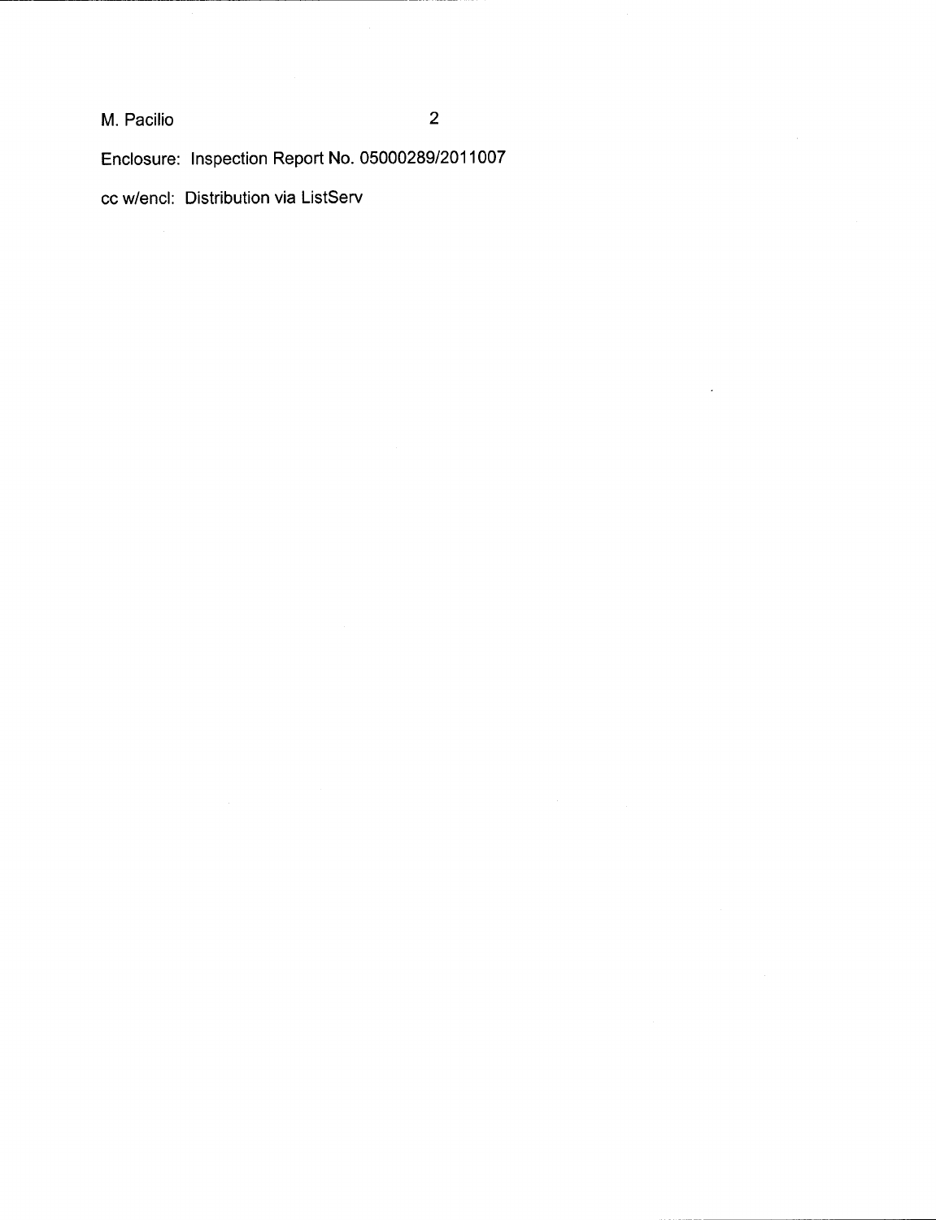Enclosure: Inspection Report No. 05000289/2011007

cc w/encl: Distribution via ListServ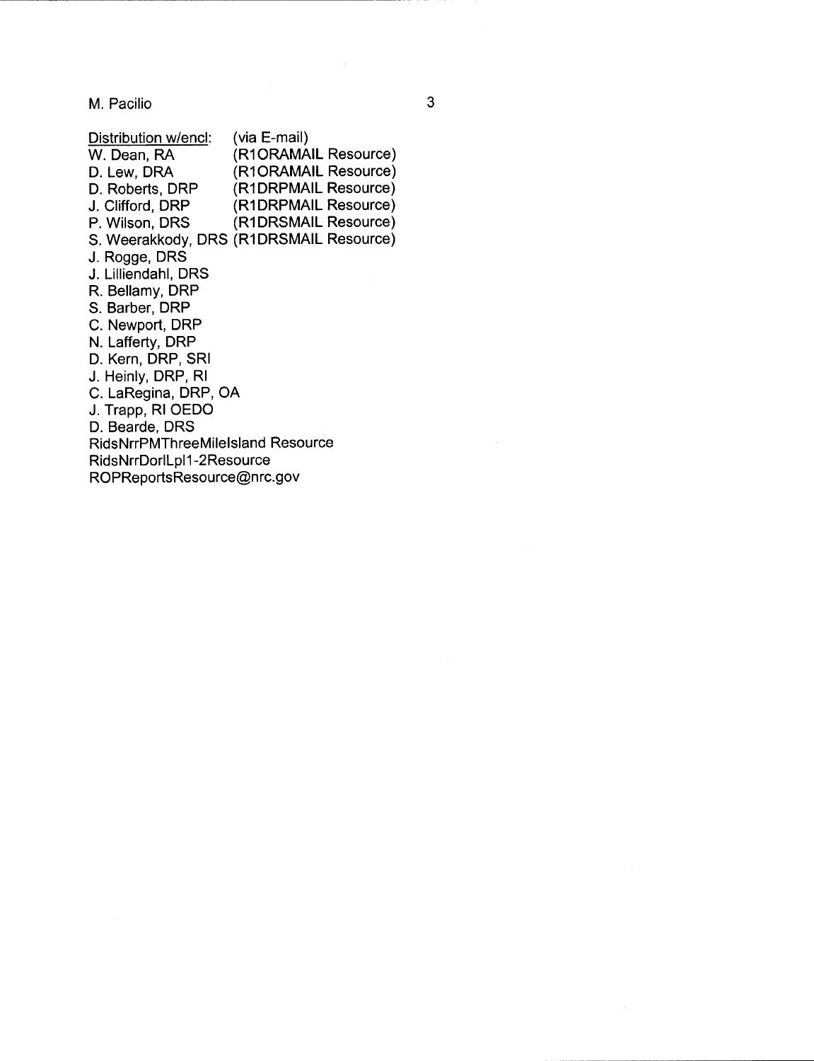M. Pacilio

Distribution w/encl: (via E-mail)

W. Dean, RA (R1ORAMAIL Resource)
D. Lew, DRA (R1ORAMAIL Resource)
D. Roberts, DRP (R1DRPMAIL Resource)
J. Clifford, DRP (R1DRPMAIL Resource)
P. Wilson, DRS (R1DRSMAIL Resource)
S. Weerakkody, DRS (R1DRSMAIL Resource)
J. Rogge, DRS
J. Lilliendahl, DRS
R. Bellamy, DRP
S. Barber, DRP
C. Newport, DRP
N. Lafferty, DRP
D. Kern, DRP, SRI
J. Heinly, DRP, RI
C. LaRegina, DRP, OA
J. Trapp, RI OEDO
D. Bearde, DRS
RidsNrrPMThreeMileIsland Resource
RidsNrrDorlLpl1-2Resource
ROPReportsResource@nrc.gov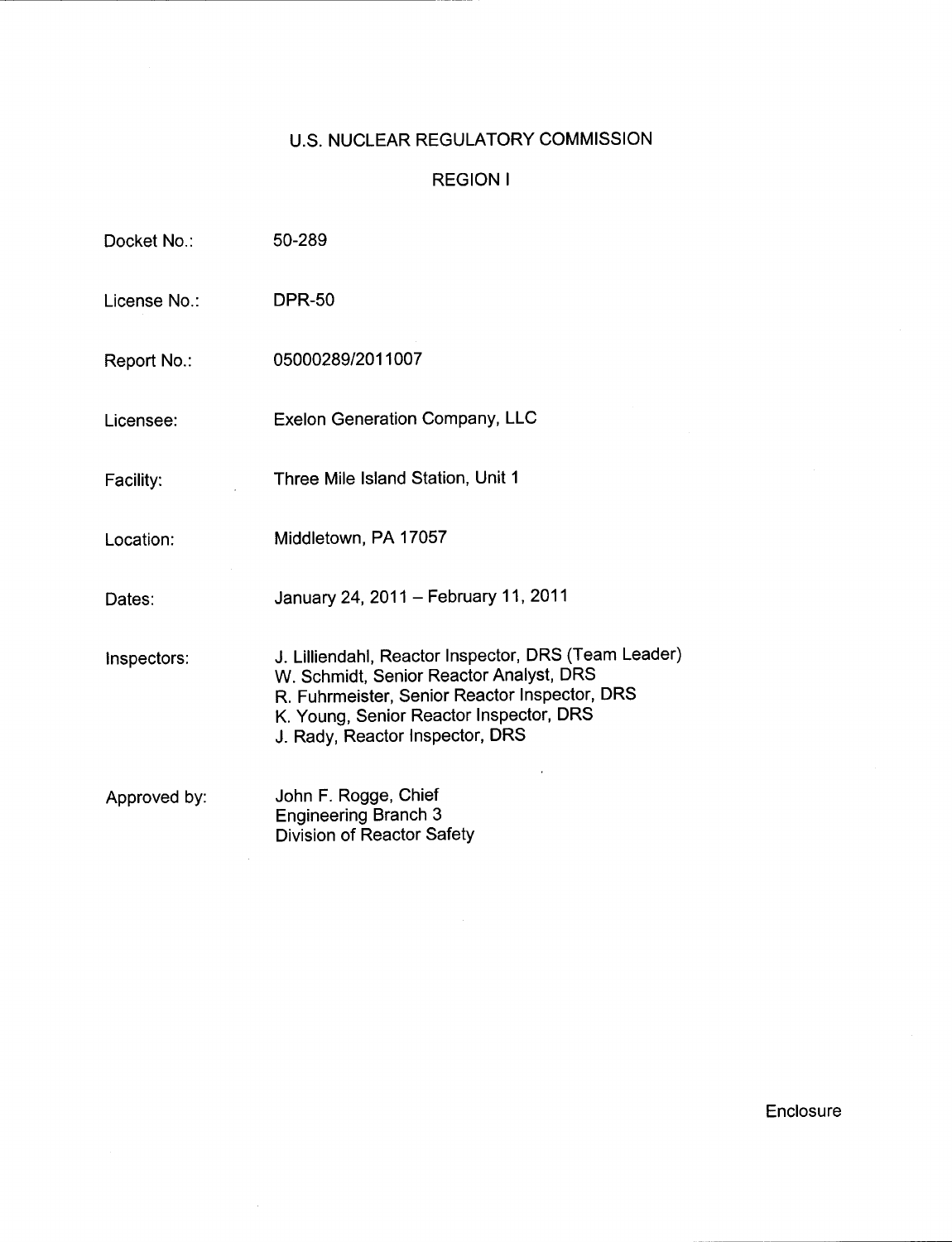# U.S. NUCLEAR REGULATORY COMMISSION

## REGION I

| | |
|---|---|
| Docket No.: | 50-289 |
| License No.: | DPR-50 |
| Report No.: | 05000289/2011007 |
| Licensee: | Exelon Generation Company, LLC |
| Facility: | Three Mile Island Station, Unit 1 |
| Location: | Middletown, PA 17057 |
| Dates: | January 24, 2011 – February 11, 2011 |
| Inspectors: | J. Lilliendahl, Reactor Inspector, DRS (Team Leader)<br>W. Schmidt, Senior Reactor Analyst, DRS<br>R. Fuhrmeister, Senior Reactor Inspector, DRS<br>K. Young, Senior Reactor Inspector, DRS<br>J. Rady, Reactor Inspector, DRS |
| Approved by: | John F. Rogge, Chief<br>Engineering Branch 3<br>Division of Reactor Safety |

Enclosure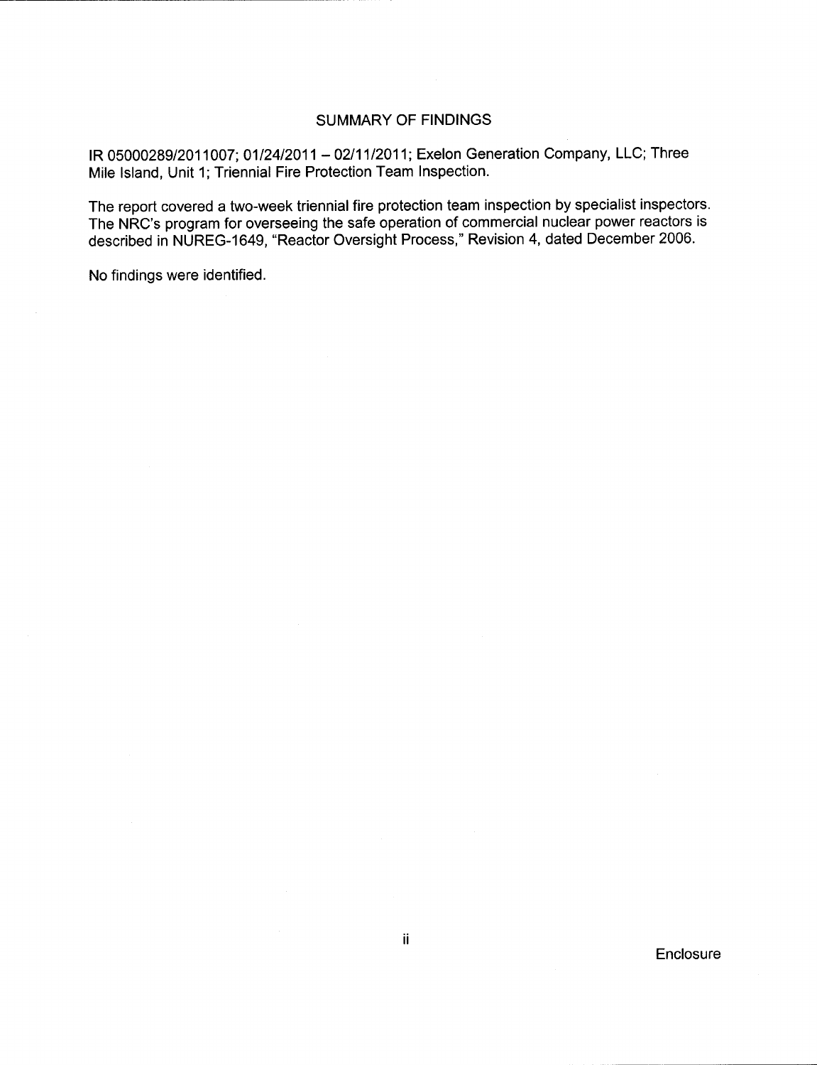## SUMMARY OF FINDINGS

IR 05000289/2011007; 01/24/2011 – 02/11/2011; Exelon Generation Company, LLC; Three Mile Island, Unit 1; Triennial Fire Protection Team Inspection.

The report covered a two-week triennial fire protection team inspection by specialist inspectors. The NRC's program for overseeing the safe operation of commercial nuclear power reactors is described in NUREG-1649, "Reactor Oversight Process," Revision 4, dated December 2006.

No findings were identified.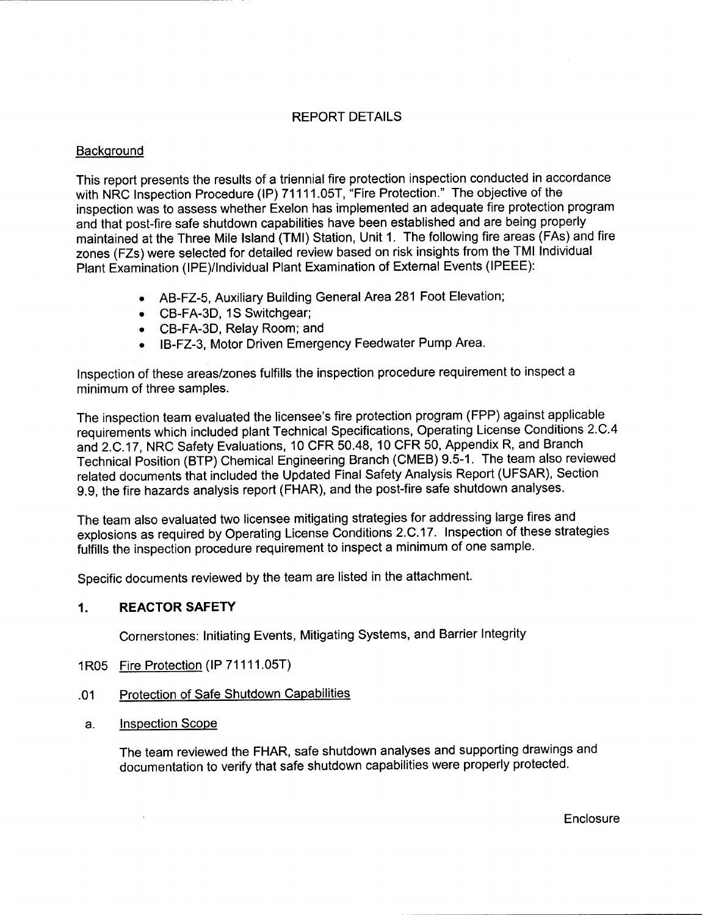## REPORT DETAILS

### Background

This report presents the results of a triennial fire protection inspection conducted in accordance with NRC Inspection Procedure (IP) 71111.05T, "Fire Protection." The objective of the inspection was to assess whether Exelon has implemented an adequate fire protection program and that post-fire safe shutdown capabilities have been established and are being properly maintained at the Three Mile Island (TMI) Station, Unit 1. The following fire areas (FAs) and fire zones (FZs) were selected for detailed review based on risk insights from the TMI Individual Plant Examination (IPE)/Individual Plant Examination of External Events (IPEEE):

- AB-FZ-5, Auxiliary Building General Area 281 Foot Elevation;
- CB-FA-3D, 1S Switchgear;
- CB-FA-3D, Relay Room; and
- IB-FZ-3, Motor Driven Emergency Feedwater Pump Area.

Inspection of these areas/zones fulfills the inspection procedure requirement to inspect a minimum of three samples.

The inspection team evaluated the licensee's fire protection program (FPP) against applicable requirements which included plant Technical Specifications, Operating License Conditions 2.C.4 and 2.C.17, NRC Safety Evaluations, 10 CFR 50.48, 10 CFR 50, Appendix R, and Branch Technical Position (BTP) Chemical Engineering Branch (CMEB) 9.5-1. The team also reviewed related documents that included the Updated Final Safety Analysis Report (UFSAR), Section 9.9, the fire hazards analysis report (FHAR), and the post-fire safe shutdown analyses.

The team also evaluated two licensee mitigating strategies for addressing large fires and explosions as required by Operating License Conditions 2.C.17. Inspection of these strategies fulfills the inspection procedure requirement to inspect a minimum of one sample.

Specific documents reviewed by the team are listed in the attachment.

## 1. REACTOR SAFETY

Cornerstones: Initiating Events, Mitigating Systems, and Barrier Integrity

### 1R05 Fire Protection (IP 71111.05T)

#### .01 Protection of Safe Shutdown Capabilities

a. Inspection Scope

The team reviewed the FHAR, safe shutdown analyses and supporting drawings and documentation to verify that safe shutdown capabilities were properly protected.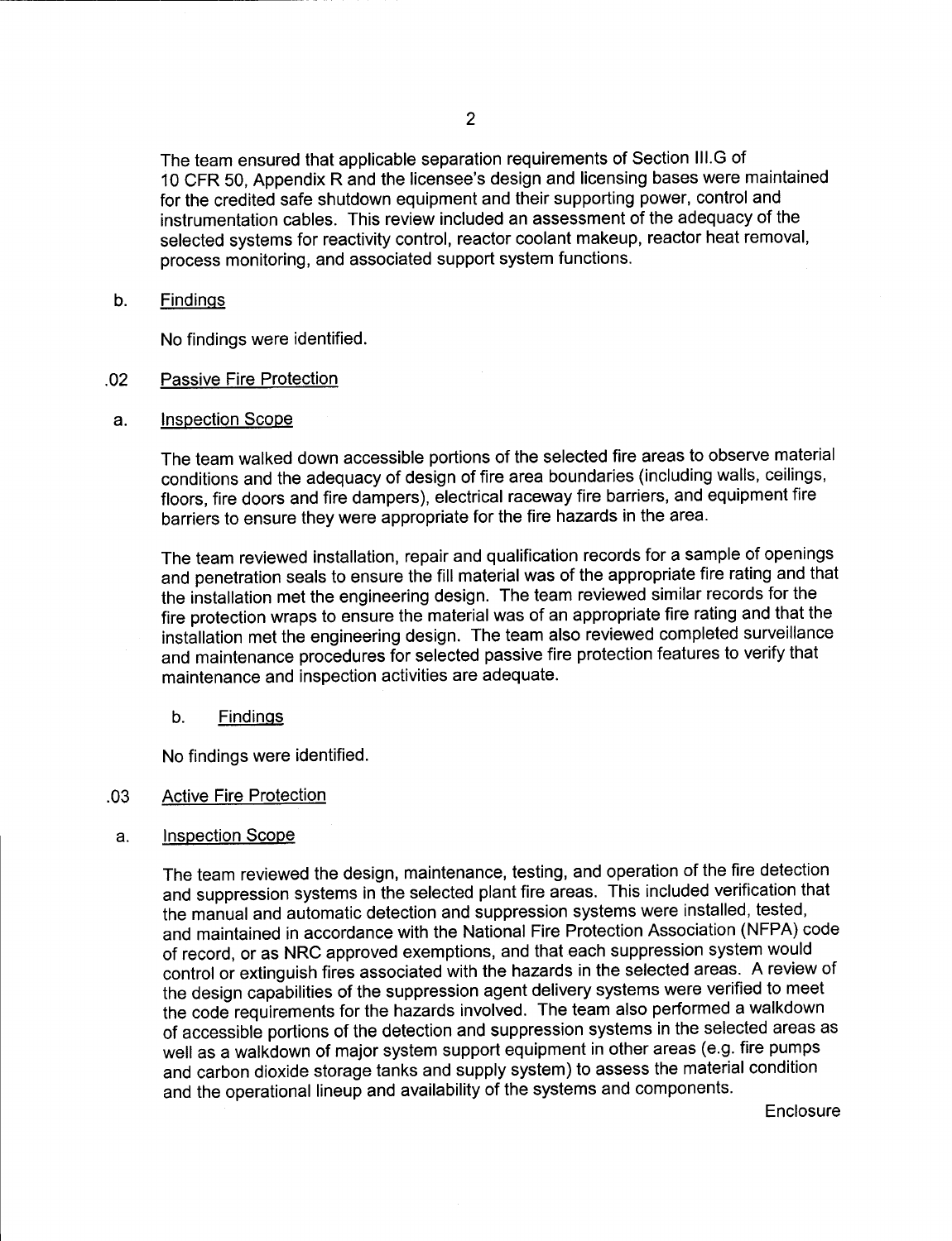The team ensured that applicable separation requirements of Section III.G of 10 CFR 50, Appendix R and the licensee's design and licensing bases were maintained for the credited safe shutdown equipment and their supporting power, control and instrumentation cables. This review included an assessment of the adequacy of the selected systems for reactivity control, reactor coolant makeup, reactor heat removal, process monitoring, and associated support system functions.

b. Findings

No findings were identified.

.02 Passive Fire Protection

a. Inspection Scope

The team walked down accessible portions of the selected fire areas to observe material conditions and the adequacy of design of fire area boundaries (including walls, ceilings, floors, fire doors and fire dampers), electrical raceway fire barriers, and equipment fire barriers to ensure they were appropriate for the fire hazards in the area.

The team reviewed installation, repair and qualification records for a sample of openings and penetration seals to ensure the fill material was of the appropriate fire rating and that the installation met the engineering design. The team reviewed similar records for the fire protection wraps to ensure the material was of an appropriate fire rating and that the installation met the engineering design. The team also reviewed completed surveillance and maintenance procedures for selected passive fire protection features to verify that maintenance and inspection activities are adequate.

b. Findings

No findings were identified.

.03 Active Fire Protection

a. Inspection Scope

The team reviewed the design, maintenance, testing, and operation of the fire detection and suppression systems in the selected plant fire areas. This included verification that the manual and automatic detection and suppression systems were installed, tested, and maintained in accordance with the National Fire Protection Association (NFPA) code of record, or as NRC approved exemptions, and that each suppression system would control or extinguish fires associated with the hazards in the selected areas. A review of the design capabilities of the suppression agent delivery systems were verified to meet the code requirements for the hazards involved. The team also performed a walkdown of accessible portions of the detection and suppression systems in the selected areas as well as a walkdown of major system support equipment in other areas (e.g. fire pumps and carbon dioxide storage tanks and supply system) to assess the material condition and the operational lineup and availability of the systems and components.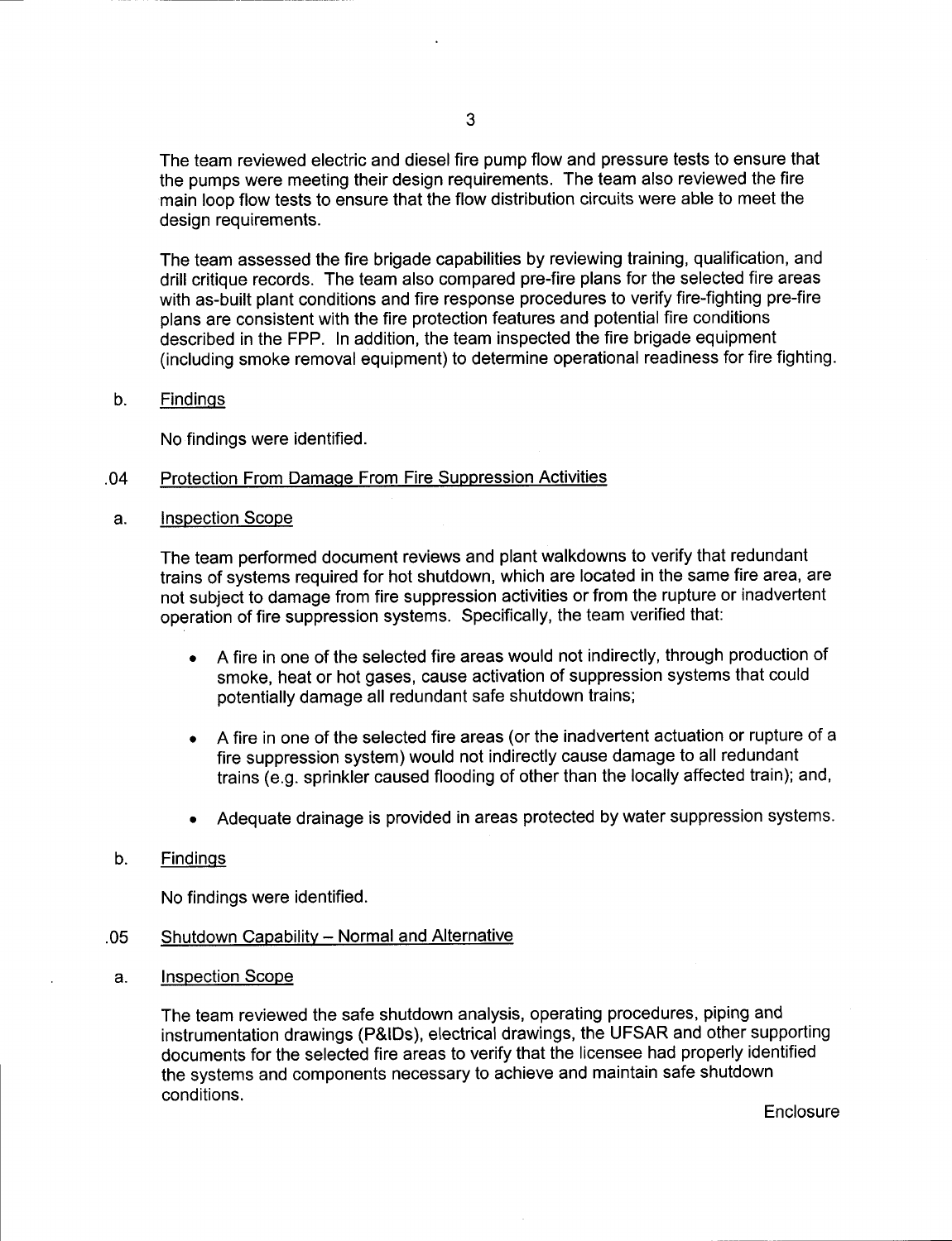The team reviewed electric and diesel fire pump flow and pressure tests to ensure that the pumps were meeting their design requirements. The team also reviewed the fire main loop flow tests to ensure that the flow distribution circuits were able to meet the design requirements.

The team assessed the fire brigade capabilities by reviewing training, qualification, and drill critique records. The team also compared pre-fire plans for the selected fire areas with as-built plant conditions and fire response procedures to verify fire-fighting pre-fire plans are consistent with the fire protection features and potential fire conditions described in the FPP. In addition, the team inspected the fire brigade equipment (including smoke removal equipment) to determine operational readiness for fire fighting.

b. Findings

No findings were identified.

.04 Protection From Damage From Fire Suppression Activities

a. Inspection Scope

The team performed document reviews and plant walkdowns to verify that redundant trains of systems required for hot shutdown, which are located in the same fire area, are not subject to damage from fire suppression activities or from the rupture or inadvertent operation of fire suppression systems. Specifically, the team verified that:

- A fire in one of the selected fire areas would not indirectly, through production of smoke, heat or hot gases, cause activation of suppression systems that could potentially damage all redundant safe shutdown trains;
- A fire in one of the selected fire areas (or the inadvertent actuation or rupture of a fire suppression system) would not indirectly cause damage to all redundant trains (e.g. sprinkler caused flooding of other than the locally affected train); and,
- Adequate drainage is provided in areas protected by water suppression systems.

b. Findings

No findings were identified.

.05 Shutdown Capability – Normal and Alternative

a. Inspection Scope

The team reviewed the safe shutdown analysis, operating procedures, piping and instrumentation drawings (P&IDs), electrical drawings, the UFSAR and other supporting documents for the selected fire areas to verify that the licensee had properly identified the systems and components necessary to achieve and maintain safe shutdown conditions.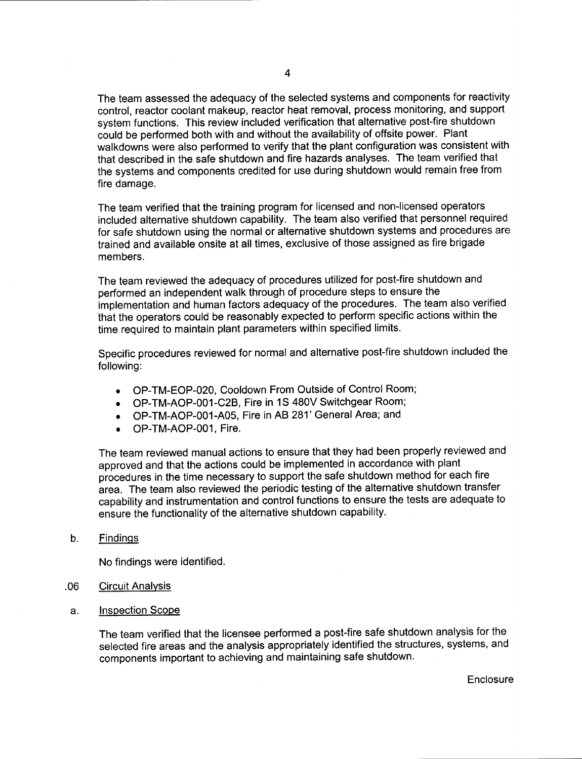The team assessed the adequacy of the selected systems and components for reactivity control, reactor coolant makeup, reactor heat removal, process monitoring, and support system functions. This review included verification that alternative post-fire shutdown could be performed both with and without the availability of offsite power. Plant walkdowns were also performed to verify that the plant configuration was consistent with that described in the safe shutdown and fire hazards analyses. The team verified that the systems and components credited for use during shutdown would remain free from fire damage.

The team verified that the training program for licensed and non-licensed operators included alternative shutdown capability. The team also verified that personnel required for safe shutdown using the normal or alternative shutdown systems and procedures are trained and available onsite at all times, exclusive of those assigned as fire brigade members.

The team reviewed the adequacy of procedures utilized for post-fire shutdown and performed an independent walk through of procedure steps to ensure the implementation and human factors adequacy of the procedures. The team also verified that the operators could be reasonably expected to perform specific actions within the time required to maintain plant parameters within specified limits.

Specific procedures reviewed for normal and alternative post-fire shutdown included the following:

- OP-TM-EOP-020, Cooldown From Outside of Control Room;
- OP-TM-AOP-001-C2B, Fire in 1S 480V Switchgear Room;
- OP-TM-AOP-001-A05, Fire in AB 281' General Area; and
- OP-TM-AOP-001, Fire.

The team reviewed manual actions to ensure that they had been properly reviewed and approved and that the actions could be implemented in accordance with plant procedures in the time necessary to support the safe shutdown method for each fire area. The team also reviewed the periodic testing of the alternative shutdown transfer capability and instrumentation and control functions to ensure the tests are adequate to ensure the functionality of the alternative shutdown capability.

b. Findings

No findings were identified.

.06 Circuit Analysis

a. Inspection Scope

The team verified that the licensee performed a post-fire safe shutdown analysis for the selected fire areas and the analysis appropriately identified the structures, systems, and components important to achieving and maintaining safe shutdown.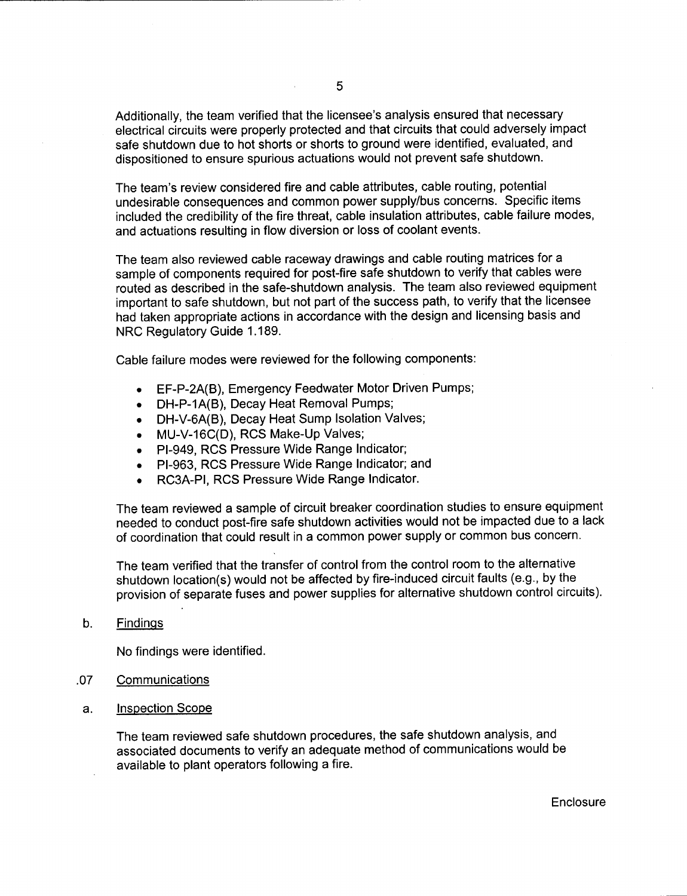Additionally, the team verified that the licensee's analysis ensured that necessary electrical circuits were properly protected and that circuits that could adversely impact safe shutdown due to hot shorts or shorts to ground were identified, evaluated, and dispositioned to ensure spurious actuations would not prevent safe shutdown.

The team's review considered fire and cable attributes, cable routing, potential undesirable consequences and common power supply/bus concerns. Specific items included the credibility of the fire threat, cable insulation attributes, cable failure modes, and actuations resulting in flow diversion or loss of coolant events.

The team also reviewed cable raceway drawings and cable routing matrices for a sample of components required for post-fire safe shutdown to verify that cables were routed as described in the safe-shutdown analysis. The team also reviewed equipment important to safe shutdown, but not part of the success path, to verify that the licensee had taken appropriate actions in accordance with the design and licensing basis and NRC Regulatory Guide 1.189.

Cable failure modes were reviewed for the following components:

- EF-P-2A(B), Emergency Feedwater Motor Driven Pumps;
- DH-P-1A(B), Decay Heat Removal Pumps;
- DH-V-6A(B), Decay Heat Sump Isolation Valves;
- MU-V-16C(D), RCS Make-Up Valves;
- PI-949, RCS Pressure Wide Range Indicator;
- PI-963, RCS Pressure Wide Range Indicator; and
- RC3A-PI, RCS Pressure Wide Range Indicator.

The team reviewed a sample of circuit breaker coordination studies to ensure equipment needed to conduct post-fire safe shutdown activities would not be impacted due to a lack of coordination that could result in a common power supply or common bus concern.

The team verified that the transfer of control from the control room to the alternative shutdown location(s) would not be affected by fire-induced circuit faults (e.g., by the provision of separate fuses and power supplies for alternative shutdown control circuits).

b. Findings

No findings were identified.

.07 Communications

a. Inspection Scope

The team reviewed safe shutdown procedures, the safe shutdown analysis, and associated documents to verify an adequate method of communications would be available to plant operators following a fire.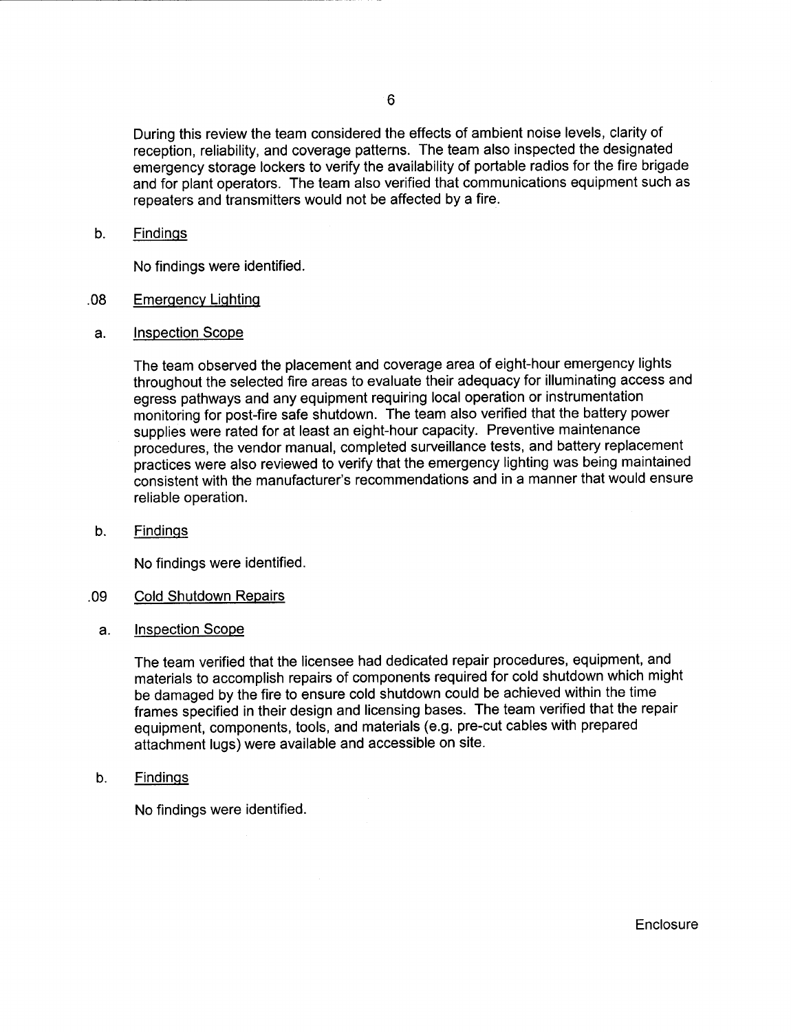During this review the team considered the effects of ambient noise levels, clarity of reception, reliability, and coverage patterns. The team also inspected the designated emergency storage lockers to verify the availability of portable radios for the fire brigade and for plant operators. The team also verified that communications equipment such as repeaters and transmitters would not be affected by a fire.

b. Findings

No findings were identified.

.08 Emergency Lighting

a. Inspection Scope

The team observed the placement and coverage area of eight-hour emergency lights throughout the selected fire areas to evaluate their adequacy for illuminating access and egress pathways and any equipment requiring local operation or instrumentation monitoring for post-fire safe shutdown. The team also verified that the battery power supplies were rated for at least an eight-hour capacity. Preventive maintenance procedures, the vendor manual, completed surveillance tests, and battery replacement practices were also reviewed to verify that the emergency lighting was being maintained consistent with the manufacturer's recommendations and in a manner that would ensure reliable operation.

b. Findings

No findings were identified.

.09 Cold Shutdown Repairs

a. Inspection Scope

The team verified that the licensee had dedicated repair procedures, equipment, and materials to accomplish repairs of components required for cold shutdown which might be damaged by the fire to ensure cold shutdown could be achieved within the time frames specified in their design and licensing bases. The team verified that the repair equipment, components, tools, and materials (e.g. pre-cut cables with prepared attachment lugs) were available and accessible on site.

b. Findings

No findings were identified.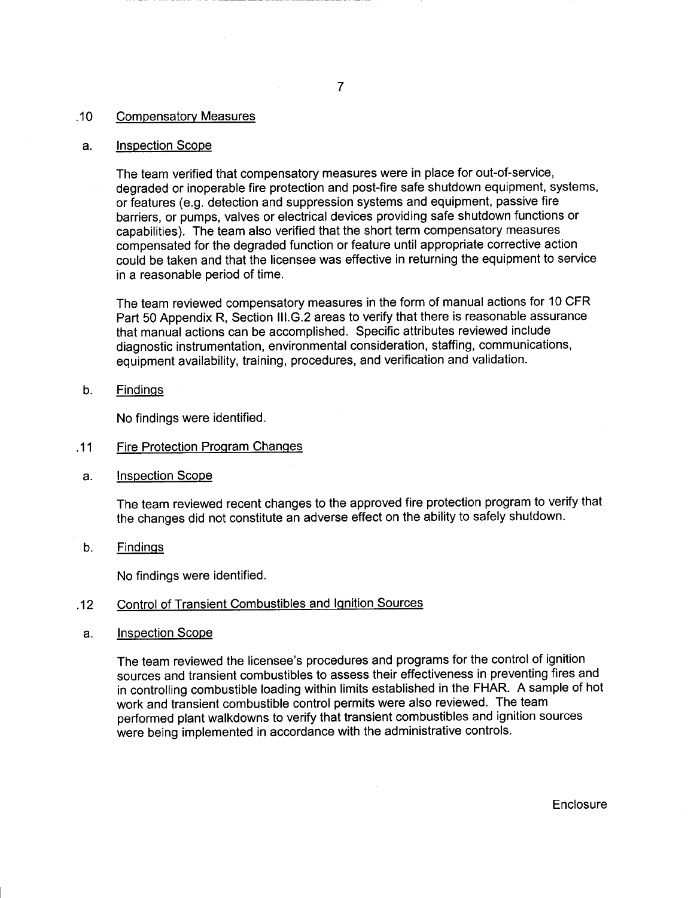### .10 Compensatory Measures

a. Inspection Scope

The team verified that compensatory measures were in place for out-of-service, degraded or inoperable fire protection and post-fire safe shutdown equipment, systems, or features (e.g. detection and suppression systems and equipment, passive fire barriers, or pumps, valves or electrical devices providing safe shutdown functions or capabilities). The team also verified that the short term compensatory measures compensated for the degraded function or feature until appropriate corrective action could be taken and that the licensee was effective in returning the equipment to service in a reasonable period of time.

The team reviewed compensatory measures in the form of manual actions for 10 CFR Part 50 Appendix R, Section III.G.2 areas to verify that there is reasonable assurance that manual actions can be accomplished. Specific attributes reviewed include diagnostic instrumentation, environmental consideration, staffing, communications, equipment availability, training, procedures, and verification and validation.

b. Findings

No findings were identified.

### .11 Fire Protection Program Changes

a. Inspection Scope

The team reviewed recent changes to the approved fire protection program to verify that the changes did not constitute an adverse effect on the ability to safely shutdown.

b. Findings

No findings were identified.

### .12 Control of Transient Combustibles and Ignition Sources

a. Inspection Scope

The team reviewed the licensee's procedures and programs for the control of ignition sources and transient combustibles to assess their effectiveness in preventing fires and in controlling combustible loading within limits established in the FHAR. A sample of hot work and transient combustible control permits were also reviewed. The team performed plant walkdowns to verify that transient combustibles and ignition sources were being implemented in accordance with the administrative controls.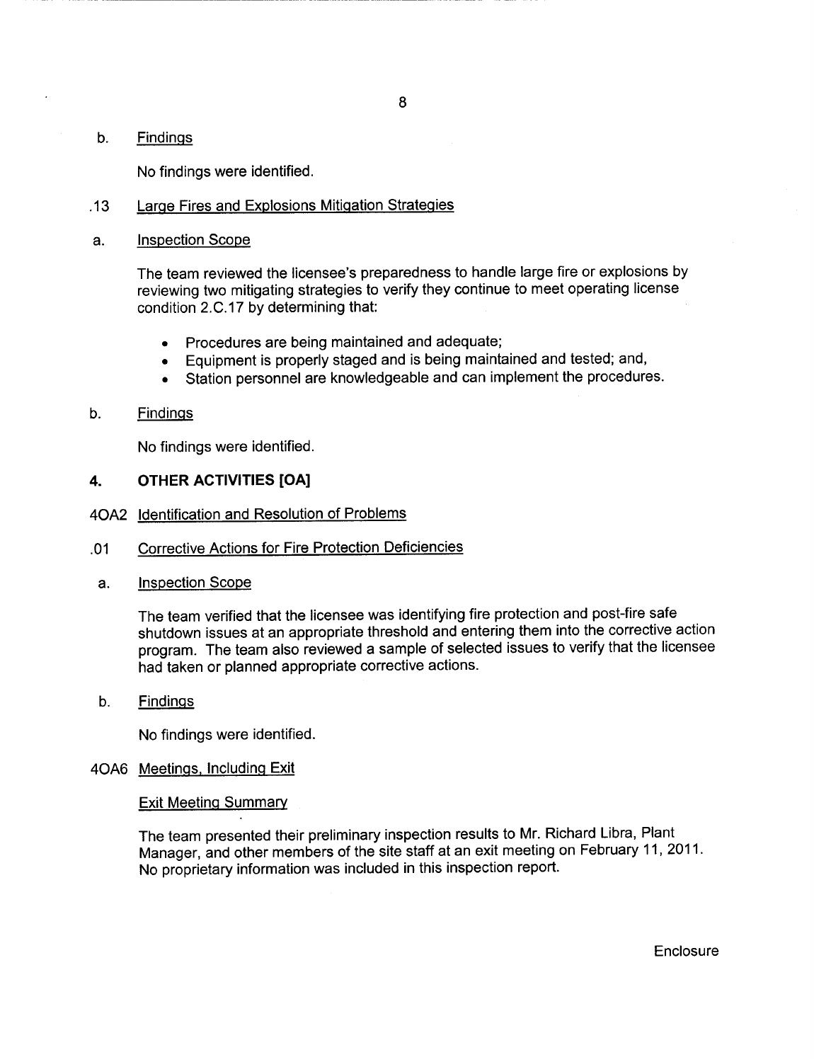b. Findings

No findings were identified.

.13 Large Fires and Explosions Mitigation Strategies

a. Inspection Scope

The team reviewed the licensee's preparedness to handle large fire or explosions by reviewing two mitigating strategies to verify they continue to meet operating license condition 2.C.17 by determining that:

- Procedures are being maintained and adequate;
- Equipment is properly staged and is being maintained and tested; and,
- Station personnel are knowledgeable and can implement the procedures.

b. Findings

No findings were identified.

## 4. OTHER ACTIVITIES [OA]

4OA2 Identification and Resolution of Problems

.01 Corrective Actions for Fire Protection Deficiencies

a. Inspection Scope

The team verified that the licensee was identifying fire protection and post-fire safe shutdown issues at an appropriate threshold and entering them into the corrective action program. The team also reviewed a sample of selected issues to verify that the licensee had taken or planned appropriate corrective actions.

b. Findings

No findings were identified.

4OA6 Meetings, Including Exit

Exit Meeting Summary

The team presented their preliminary inspection results to Mr. Richard Libra, Plant Manager, and other members of the site staff at an exit meeting on February 11, 2011. No proprietary information was included in this inspection report.

Enclosure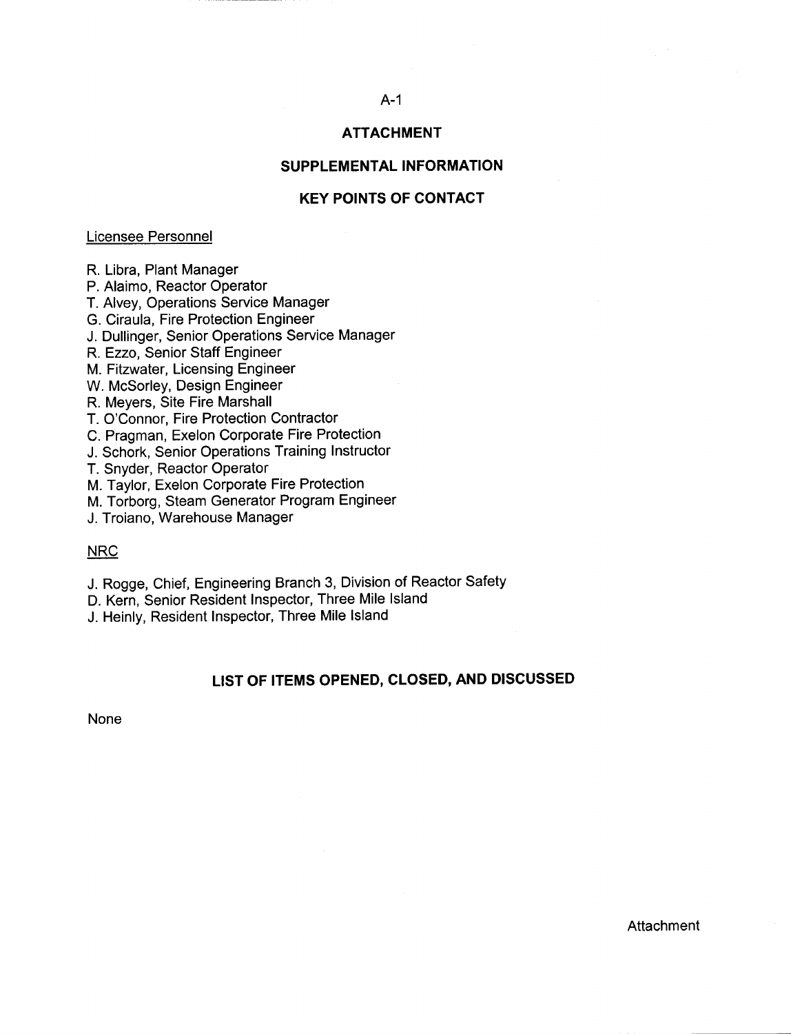# ATTACHMENT

## SUPPLEMENTAL INFORMATION

## KEY POINTS OF CONTACT

Licensee Personnel

R. Libra, Plant Manager
P. Alaimo, Reactor Operator
T. Alvey, Operations Service Manager
G. Ciraula, Fire Protection Engineer
J. Dullinger, Senior Operations Service Manager
R. Ezzo, Senior Staff Engineer
M. Fitzwater, Licensing Engineer
W. McSorley, Design Engineer
R. Meyers, Site Fire Marshall
T. O'Connor, Fire Protection Contractor
C. Pragman, Exelon Corporate Fire Protection
J. Schork, Senior Operations Training Instructor
T. Snyder, Reactor Operator
M. Taylor, Exelon Corporate Fire Protection
M. Torborg, Steam Generator Program Engineer
J. Troiano, Warehouse Manager

NRC

J. Rogge, Chief, Engineering Branch 3, Division of Reactor Safety
D. Kern, Senior Resident Inspector, Three Mile Island
J. Heinly, Resident Inspector, Three Mile Island

## LIST OF ITEMS OPENED, CLOSED, AND DISCUSSED

None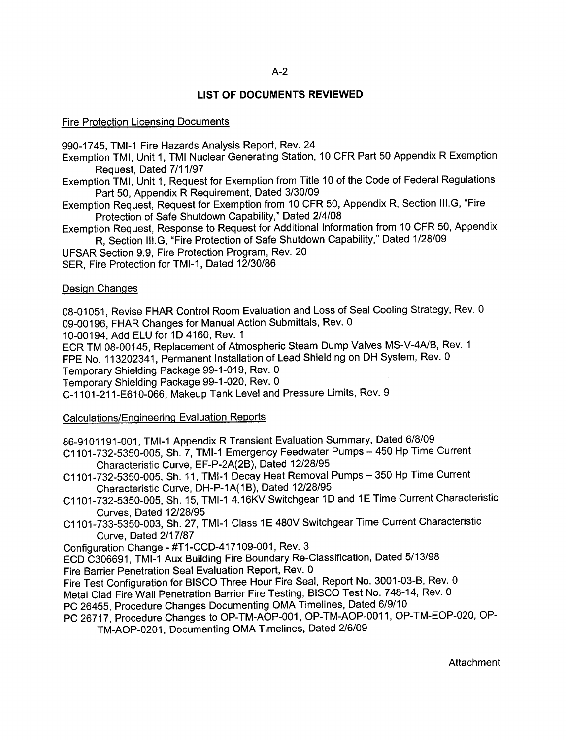## LIST OF DOCUMENTS REVIEWED

### Fire Protection Licensing Documents

990-1745, TMI-1 Fire Hazards Analysis Report, Rev. 24

Exemption TMI, Unit 1, TMI Nuclear Generating Station, 10 CFR Part 50 Appendix R Exemption Request, Dated 7/11/97

Exemption TMI, Unit 1, Request for Exemption from Title 10 of the Code of Federal Regulations Part 50, Appendix R Requirement, Dated 3/30/09

Exemption Request, Request for Exemption from 10 CFR 50, Appendix R, Section III.G, "Fire Protection of Safe Shutdown Capability," Dated 2/4/08

Exemption Request, Response to Request for Additional Information from 10 CFR 50, Appendix R, Section III.G, "Fire Protection of Safe Shutdown Capability," Dated 1/28/09

UFSAR Section 9.9, Fire Protection Program, Rev. 20

SER, Fire Protection for TMI-1, Dated 12/30/86

### Design Changes

08-01051, Revise FHAR Control Room Evaluation and Loss of Seal Cooling Strategy, Rev. 0

09-00196, FHAR Changes for Manual Action Submittals, Rev. 0

10-00194, Add ELU for 1D 4160, Rev. 1

ECR TM 08-00145, Replacement of Atmospheric Steam Dump Valves MS-V-4A/B, Rev. 1

FPE No. 113202341, Permanent Installation of Lead Shielding on DH System, Rev. 0

Temporary Shielding Package 99-1-019, Rev. 0

Temporary Shielding Package 99-1-020, Rev. 0

C-1101-211-E610-066, Makeup Tank Level and Pressure Limits, Rev. 9

### Calculations/Engineering Evaluation Reports

86-9101191-001, TMI-1 Appendix R Transient Evaluation Summary, Dated 6/8/09

C1101-732-5350-005, Sh. 7, TMI-1 Emergency Feedwater Pumps – 450 Hp Time Current Characteristic Curve, EF-P-2A(2B), Dated 12/28/95

C1101-732-5350-005, Sh. 11, TMI-1 Decay Heat Removal Pumps – 350 Hp Time Current Characteristic Curve, DH-P-1A(1B), Dated 12/28/95

C1101-732-5350-005, Sh. 15, TMI-1 4.16KV Switchgear 1D and 1E Time Current Characteristic Curves, Dated 12/28/95

C1101-733-5350-003, Sh. 27, TMI-1 Class 1E 480V Switchgear Time Current Characteristic Curve, Dated 2/17/87

Configuration Change - #T1-CCD-417109-001, Rev. 3

ECD C306691, TMI-1 Aux Building Fire Boundary Re-Classification, Dated 5/13/98

Fire Barrier Penetration Seal Evaluation Report, Rev. 0

Fire Test Configuration for BISCO Three Hour Fire Seal, Report No. 3001-03-B, Rev. 0

Metal Clad Fire Wall Penetration Barrier Fire Testing, BISCO Test No. 748-14, Rev. 0

PC 26455, Procedure Changes Documenting OMA Timelines, Dated 6/9/10

PC 26717, Procedure Changes to OP-TM-AOP-001, OP-TM-AOP-0011, OP-TM-EOP-020, OP-TM-AOP-0201, Documenting OMA Timelines, Dated 2/6/09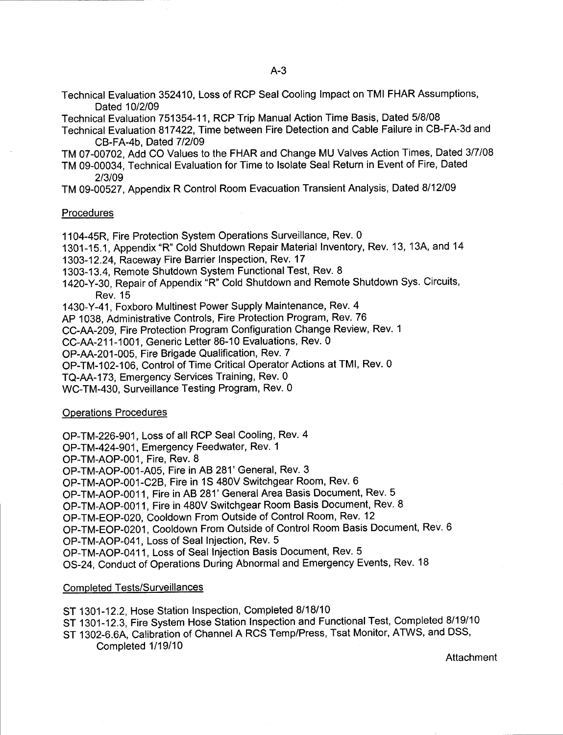Technical Evaluation 352410, Loss of RCP Seal Cooling Impact on TMI FHAR Assumptions, Dated 10/2/09

Technical Evaluation 751354-11, RCP Trip Manual Action Time Basis, Dated 5/8/08

Technical Evaluation 817422, Time between Fire Detection and Cable Failure in CB-FA-3d and CB-FA-4b, Dated 7/2/09

TM 07-00702, Add CO Values to the FHAR and Change MU Valves Action Times, Dated 3/7/08

TM 09-00034, Technical Evaluation for Time to Isolate Seal Return in Event of Fire, Dated 2/3/09

TM 09-00527, Appendix R Control Room Evacuation Transient Analysis, Dated 8/12/09

Procedures

1104-45R, Fire Protection System Operations Surveillance, Rev. 0

1301-15.1, Appendix "R" Cold Shutdown Repair Material Inventory, Rev. 13, 13A, and 14

1303-12.24, Raceway Fire Barrier Inspection, Rev. 17

1303-13.4, Remote Shutdown System Functional Test, Rev. 8

1420-Y-30, Repair of Appendix "R" Cold Shutdown and Remote Shutdown Sys. Circuits, Rev. 15

1430-Y-41, Foxboro Multinest Power Supply Maintenance, Rev. 4

AP 1038, Administrative Controls, Fire Protection Program, Rev. 76

CC-AA-209, Fire Protection Program Configuration Change Review, Rev. 1

CC-AA-211-1001, Generic Letter 86-10 Evaluations, Rev. 0

OP-AA-201-005, Fire Brigade Qualification, Rev. 7

OP-TM-102-106, Control of Time Critical Operator Actions at TMI, Rev. 0

TQ-AA-173, Emergency Services Training, Rev. 0

WC-TM-430, Surveillance Testing Program, Rev. 0

Operations Procedures

OP-TM-226-901, Loss of all RCP Seal Cooling, Rev. 4

OP-TM-424-901, Emergency Feedwater, Rev. 1

OP-TM-AOP-001, Fire, Rev. 8

OP-TM-AOP-001-A05, Fire in AB 281' General, Rev. 3

OP-TM-AOP-001-C2B, Fire in 1S 480V Switchgear Room, Rev. 6

OP-TM-AOP-0011, Fire in AB 281' General Area Basis Document, Rev. 5

OP-TM-AOP-0011, Fire in 480V Switchgear Room Basis Document, Rev. 8

OP-TM-EOP-020, Cooldown From Outside of Control Room, Rev. 12

OP-TM-EOP-0201, Cooldown From Outside of Control Room Basis Document, Rev. 6

OP-TM-AOP-041, Loss of Seal Injection, Rev. 5

OP-TM-AOP-0411, Loss of Seal Injection Basis Document, Rev. 5

OS-24, Conduct of Operations During Abnormal and Emergency Events, Rev. 18

Completed Tests/Surveillances

ST 1301-12.2, Hose Station Inspection, Completed 8/18/10

ST 1301-12.3, Fire System Hose Station Inspection and Functional Test, Completed 8/19/10

ST 1302-6.6A, Calibration of Channel A RCS Temp/Press, Tsat Monitor, ATWS, and DSS, Completed 1/19/10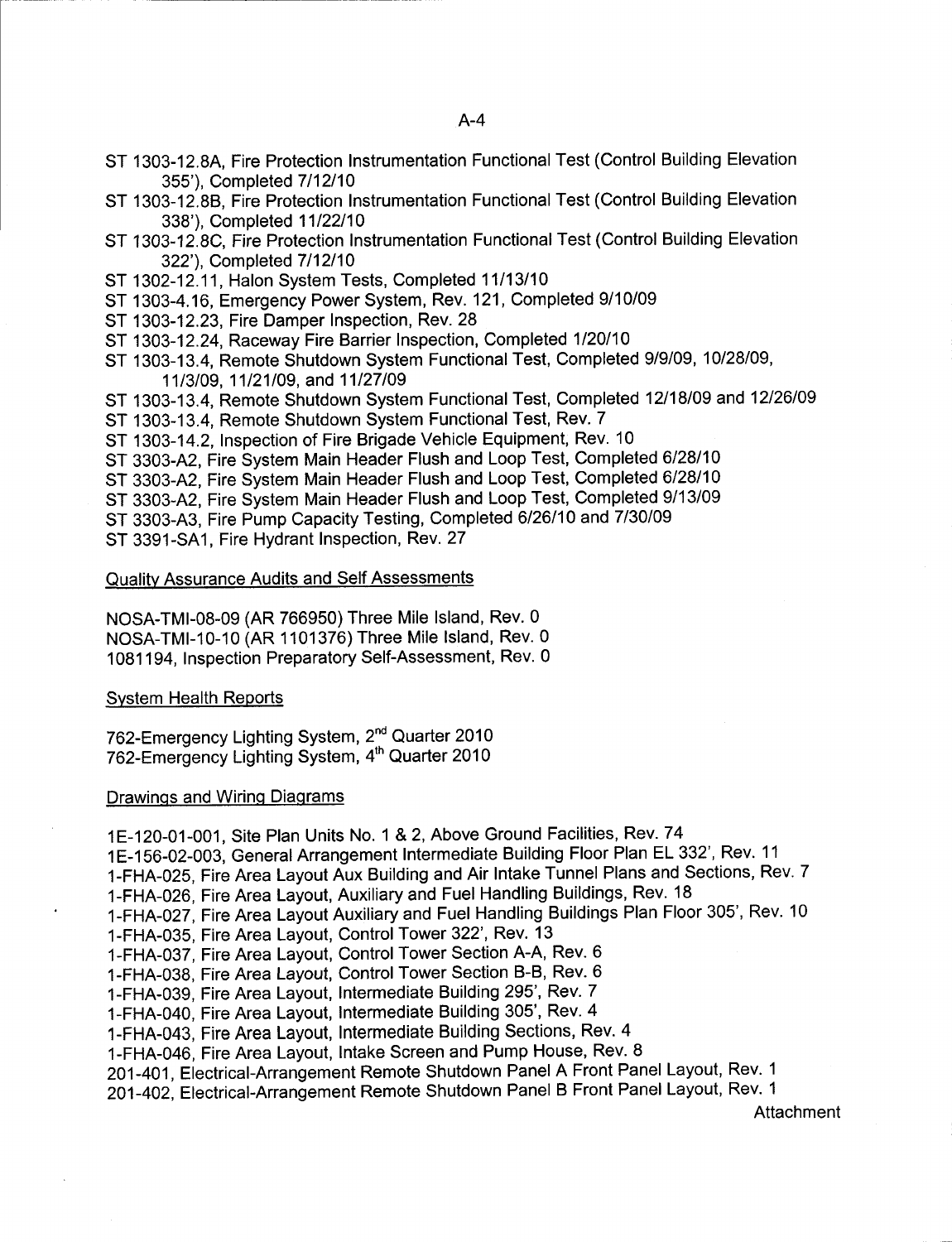ST 1303-12.8A, Fire Protection Instrumentation Functional Test (Control Building Elevation 355'), Completed 7/12/10

ST 1303-12.8B, Fire Protection Instrumentation Functional Test (Control Building Elevation 338'), Completed 11/22/10

ST 1303-12.8C, Fire Protection Instrumentation Functional Test (Control Building Elevation 322'), Completed 7/12/10

ST 1302-12.11, Halon System Tests, Completed 11/13/10

ST 1303-4.16, Emergency Power System, Rev. 121, Completed 9/10/09

ST 1303-12.23, Fire Damper Inspection, Rev. 28

ST 1303-12.24, Raceway Fire Barrier Inspection, Completed 1/20/10

ST 1303-13.4, Remote Shutdown System Functional Test, Completed 9/9/09, 10/28/09, 11/3/09, 11/21/09, and 11/27/09

ST 1303-13.4, Remote Shutdown System Functional Test, Completed 12/18/09 and 12/26/09

ST 1303-13.4, Remote Shutdown System Functional Test, Rev. 7

ST 1303-14.2, Inspection of Fire Brigade Vehicle Equipment, Rev. 10

ST 3303-A2, Fire System Main Header Flush and Loop Test, Completed 6/28/10

ST 3303-A2, Fire System Main Header Flush and Loop Test, Completed 6/28/10

ST 3303-A2, Fire System Main Header Flush and Loop Test, Completed 9/13/09

ST 3303-A3, Fire Pump Capacity Testing, Completed 6/26/10 and 7/30/09

ST 3391-SA1, Fire Hydrant Inspection, Rev. 27

Quality Assurance Audits and Self Assessments

NOSA-TMI-08-09 (AR 766950) Three Mile Island, Rev. 0

NOSA-TMI-10-10 (AR 1101376) Three Mile Island, Rev. 0

1081194, Inspection Preparatory Self-Assessment, Rev. 0

System Health Reports

762-Emergency Lighting System, 2nd Quarter 2010

762-Emergency Lighting System, 4th Quarter 2010

Drawings and Wiring Diagrams

1E-120-01-001, Site Plan Units No. 1 & 2, Above Ground Facilities, Rev. 74

1E-156-02-003, General Arrangement Intermediate Building Floor Plan EL 332', Rev. 11

1-FHA-025, Fire Area Layout Aux Building and Air Intake Tunnel Plans and Sections, Rev. 7

1-FHA-026, Fire Area Layout, Auxiliary and Fuel Handling Buildings, Rev. 18

1-FHA-027, Fire Area Layout Auxiliary and Fuel Handling Buildings Plan Floor 305', Rev. 10

1-FHA-035, Fire Area Layout, Control Tower 322', Rev. 13

1-FHA-037, Fire Area Layout, Control Tower Section A-A, Rev. 6

1-FHA-038, Fire Area Layout, Control Tower Section B-B, Rev. 6

1-FHA-039, Fire Area Layout, Intermediate Building 295', Rev. 7

1-FHA-040, Fire Area Layout, Intermediate Building 305', Rev. 4

1-FHA-043, Fire Area Layout, Intermediate Building Sections, Rev. 4

1-FHA-046, Fire Area Layout, Intake Screen and Pump House, Rev. 8

201-401, Electrical-Arrangement Remote Shutdown Panel A Front Panel Layout, Rev. 1

201-402, Electrical-Arrangement Remote Shutdown Panel B Front Panel Layout, Rev. 1